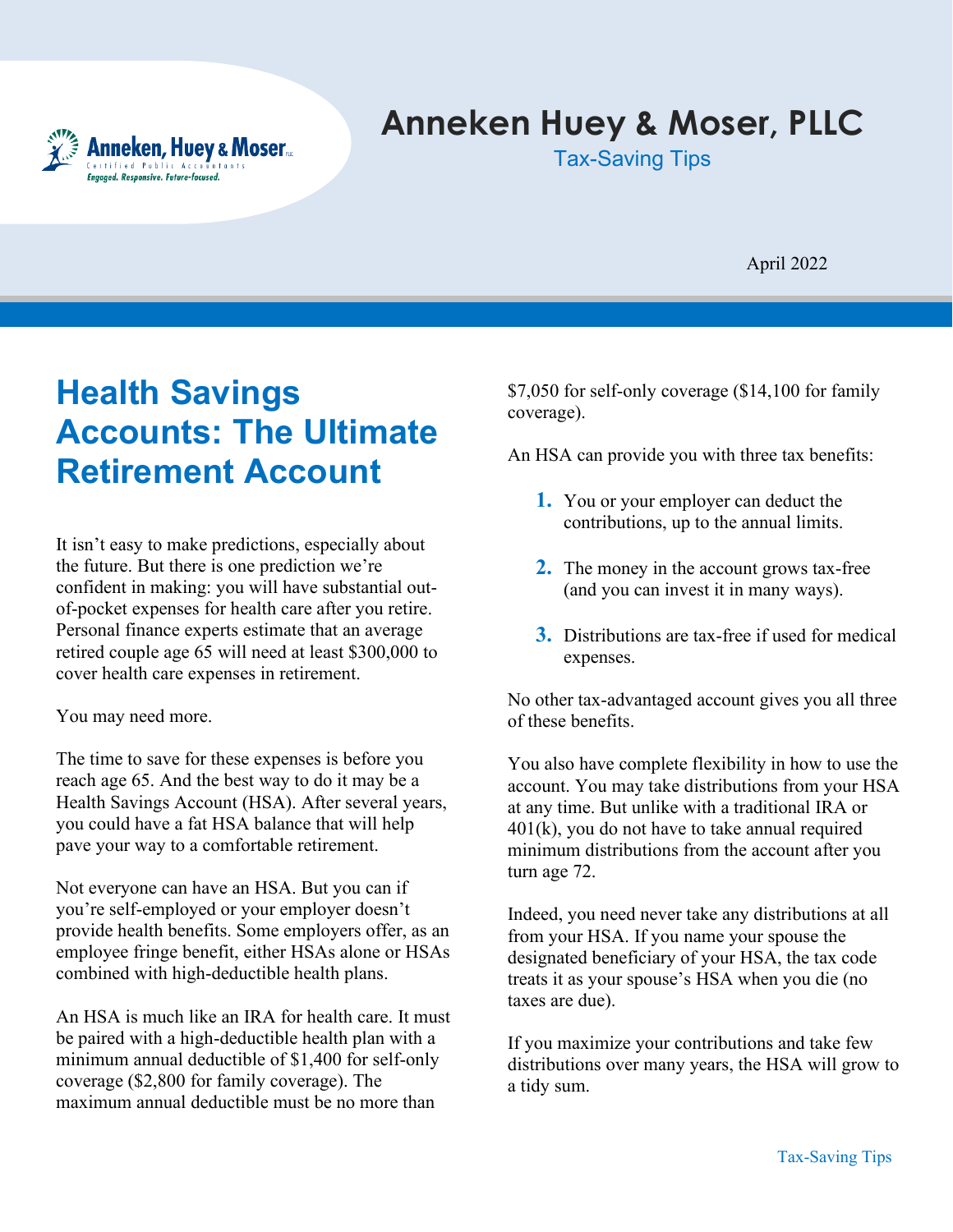# Anneken Huey & Moser, PLLC

Tax-Saving Tips

April 2022

## Health Savings Accounts: The Ultimate Retirement Account

It isn't easy to make predictions, especially about the future. But there is one prediction we're confident in making: you will have substantial out-of-pocket expenses for health care after you retire. Personal finance experts estimate that an average retired couple age 65 will need at least $300,000 to cover health care expenses in retirement.

You may need more.

The time to save for these expenses is before you reach age 65. And the best way to do it may be a Health Savings Account (HSA). After several years, you could have a fat HSA balance that will help pave your way to a comfortable retirement.

Not everyone can have an HSA. But you can if you're self-employed or your employer doesn't provide health benefits. Some employers offer, as an employee fringe benefit, either HSAs alone or HSAs combined with high-deductible health plans.

An HSA is much like an IRA for health care. It must be paired with a high-deductible health plan with a minimum annual deductible of $1,400 for self-only coverage ($2,800 for family coverage). The maximum annual deductible must be no more than $7,050 for self-only coverage ($14,100 for family coverage).

An HSA can provide you with three tax benefits:

1. You or your employer can deduct the contributions, up to the annual limits.
2. The money in the account grows tax-free (and you can invest it in many ways).
3. Distributions are tax-free if used for medical expenses.

No other tax-advantaged account gives you all three of these benefits.

You also have complete flexibility in how to use the account. You may take distributions from your HSA at any time. But unlike with a traditional IRA or 401(k), you do not have to take annual required minimum distributions from the account after you turn age 72.

Indeed, you need never take any distributions at all from your HSA. If you name your spouse the designated beneficiary of your HSA, the tax code treats it as your spouse's HSA when you die (no taxes are due).

If you maximize your contributions and take few distributions over many years, the HSA will grow to a tidy sum.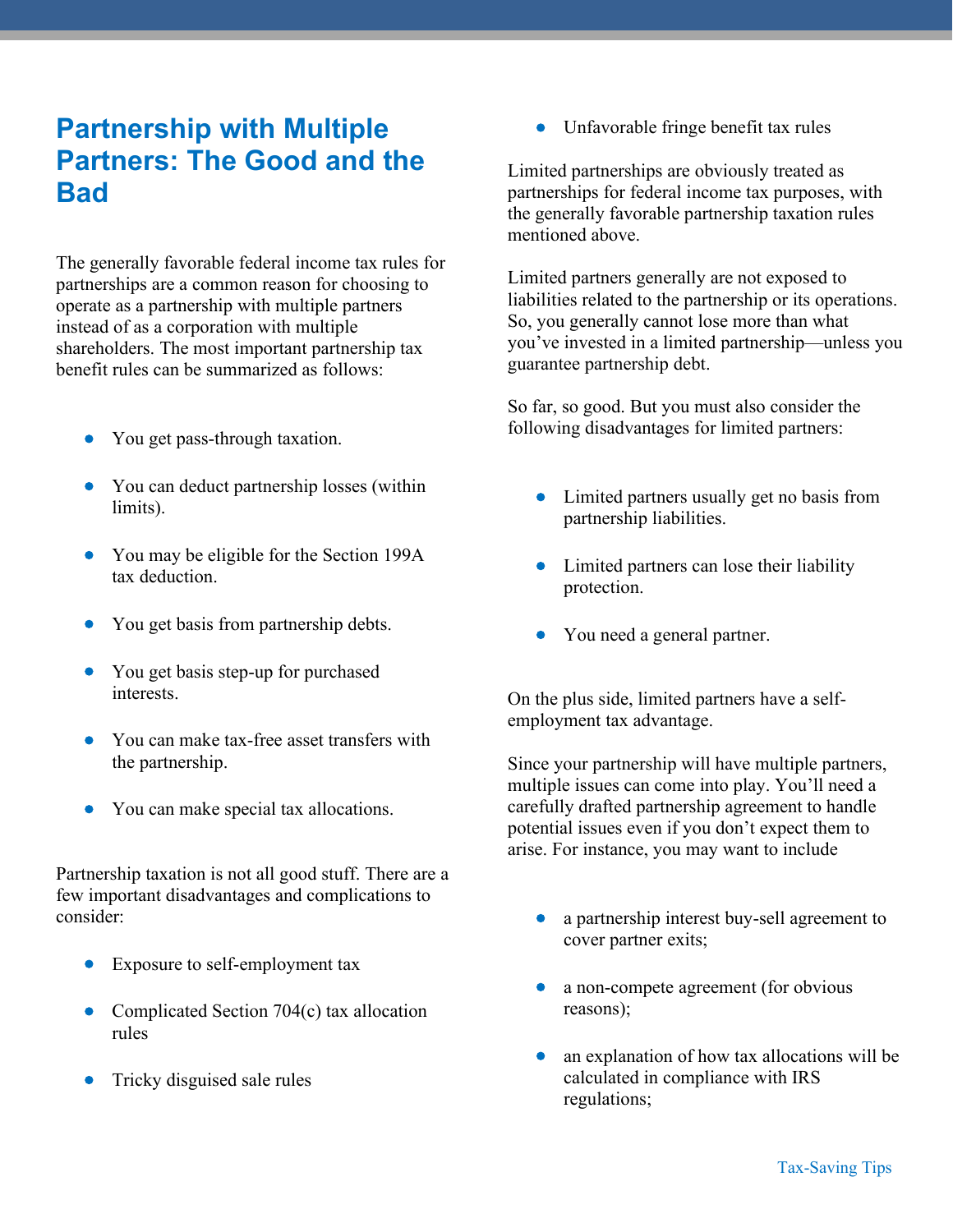# Partnership with Multiple Partners: The Good and the Bad

The generally favorable federal income tax rules for partnerships are a common reason for choosing to operate as a partnership with multiple partners instead of as a corporation with multiple shareholders. The most important partnership tax benefit rules can be summarized as follows:

- You get pass-through taxation.
- You can deduct partnership losses (within limits).
- You may be eligible for the Section 199A tax deduction.
- You get basis from partnership debts.
- You get basis step-up for purchased interests.
- You can make tax-free asset transfers with the partnership.
- You can make special tax allocations.

Partnership taxation is not all good stuff. There are a few important disadvantages and complications to consider:

- Exposure to self-employment tax
- Complicated Section 704(c) tax allocation rules
- Tricky disguised sale rules
- Unfavorable fringe benefit tax rules

Limited partnerships are obviously treated as partnerships for federal income tax purposes, with the generally favorable partnership taxation rules mentioned above.

Limited partners generally are not exposed to liabilities related to the partnership or its operations. So, you generally cannot lose more than what you've invested in a limited partnership—unless you guarantee partnership debt.

So far, so good. But you must also consider the following disadvantages for limited partners:

- Limited partners usually get no basis from partnership liabilities.
- Limited partners can lose their liability protection.
- You need a general partner.

On the plus side, limited partners have a self-employment tax advantage.

Since your partnership will have multiple partners, multiple issues can come into play. You'll need a carefully drafted partnership agreement to handle potential issues even if you don't expect them to arise. For instance, you may want to include

- a partnership interest buy-sell agreement to cover partner exits;
- a non-compete agreement (for obvious reasons);
- an explanation of how tax allocations will be calculated in compliance with IRS regulations;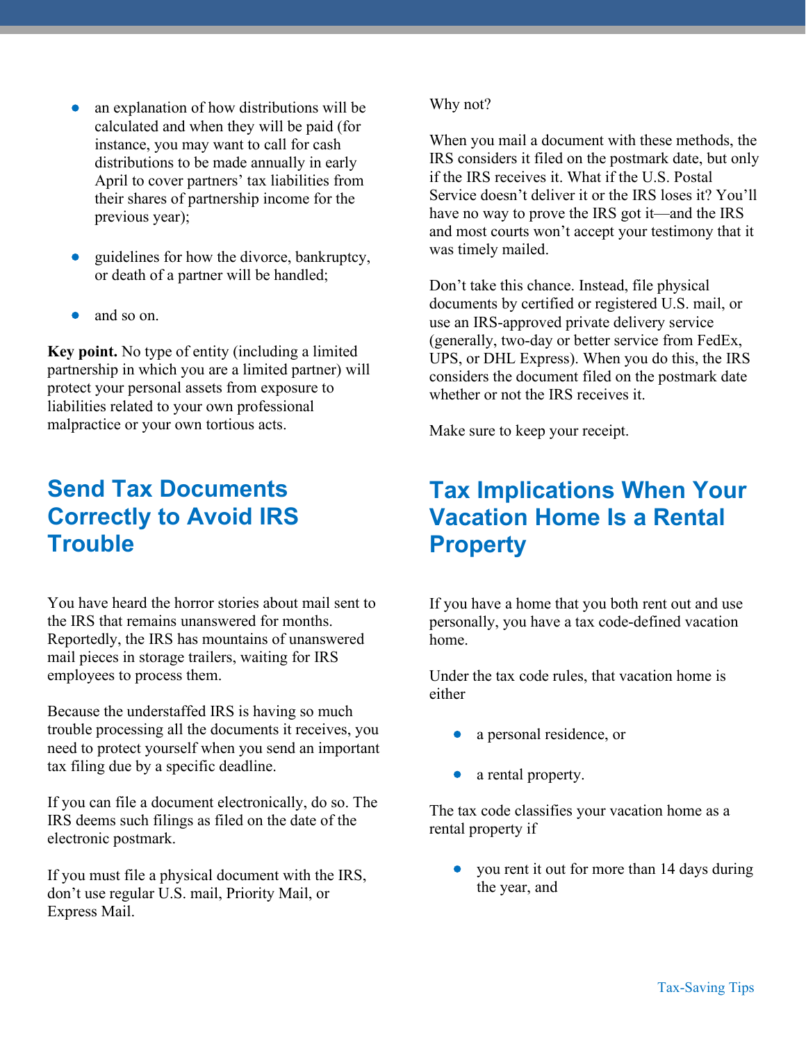- an explanation of how distributions will be calculated and when they will be paid (for instance, you may want to call for cash distributions to be made annually in early April to cover partners' tax liabilities from their shares of partnership income for the previous year);
- guidelines for how the divorce, bankruptcy, or death of a partner will be handled;
- and so on.

**Key point.** No type of entity (including a limited partnership in which you are a limited partner) will protect your personal assets from exposure to liabilities related to your own professional malpractice or your own tortious acts.

## Send Tax Documents Correctly to Avoid IRS Trouble

You have heard the horror stories about mail sent to the IRS that remains unanswered for months. Reportedly, the IRS has mountains of unanswered mail pieces in storage trailers, waiting for IRS employees to process them.

Because the understaffed IRS is having so much trouble processing all the documents it receives, you need to protect yourself when you send an important tax filing due by a specific deadline.

If you can file a document electronically, do so. The IRS deems such filings as filed on the date of the electronic postmark.

If you must file a physical document with the IRS, don't use regular U.S. mail, Priority Mail, or Express Mail.

Why not?

When you mail a document with these methods, the IRS considers it filed on the postmark date, but only if the IRS receives it. What if the U.S. Postal Service doesn't deliver it or the IRS loses it? You'll have no way to prove the IRS got it—and the IRS and most courts won't accept your testimony that it was timely mailed.

Don't take this chance. Instead, file physical documents by certified or registered U.S. mail, or use an IRS-approved private delivery service (generally, two-day or better service from FedEx, UPS, or DHL Express). When you do this, the IRS considers the document filed on the postmark date whether or not the IRS receives it.

Make sure to keep your receipt.

## Tax Implications When Your Vacation Home Is a Rental Property

If you have a home that you both rent out and use personally, you have a tax code-defined vacation home.

Under the tax code rules, that vacation home is either

- a personal residence, or
- a rental property.

The tax code classifies your vacation home as a rental property if

- you rent it out for more than 14 days during the year, and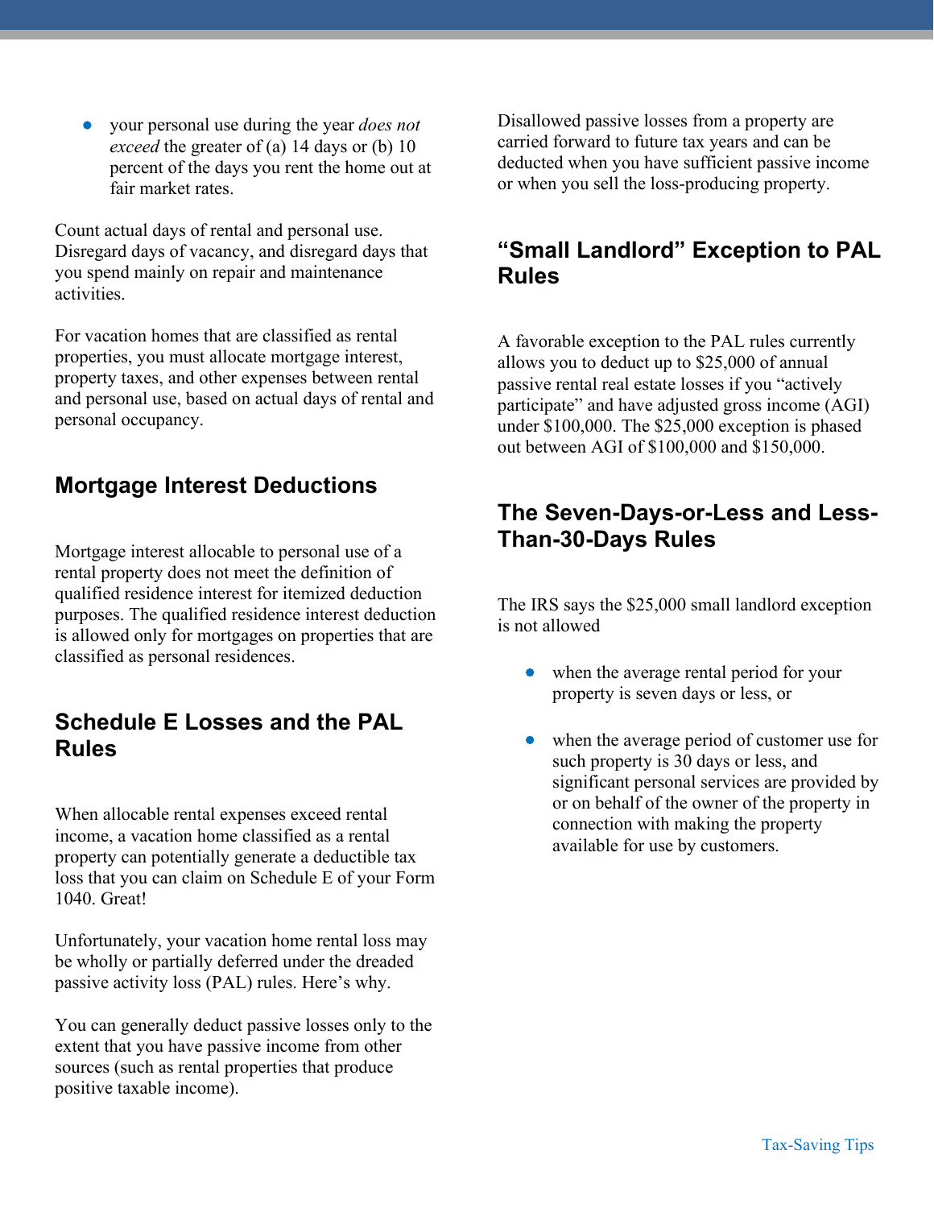- your personal use during the year *does not exceed* the greater of (a) 14 days or (b) 10 percent of the days you rent the home out at fair market rates.

Count actual days of rental and personal use. Disregard days of vacancy, and disregard days that you spend mainly on repair and maintenance activities.

For vacation homes that are classified as rental properties, you must allocate mortgage interest, property taxes, and other expenses between rental and personal use, based on actual days of rental and personal occupancy.

## Mortgage Interest Deductions

Mortgage interest allocable to personal use of a rental property does not meet the definition of qualified residence interest for itemized deduction purposes. The qualified residence interest deduction is allowed only for mortgages on properties that are classified as personal residences.

## Schedule E Losses and the PAL Rules

When allocable rental expenses exceed rental income, a vacation home classified as a rental property can potentially generate a deductible tax loss that you can claim on Schedule E of your Form 1040. Great!

Unfortunately, your vacation home rental loss may be wholly or partially deferred under the dreaded passive activity loss (PAL) rules. Here's why.

You can generally deduct passive losses only to the extent that you have passive income from other sources (such as rental properties that produce positive taxable income).

Disallowed passive losses from a property are carried forward to future tax years and can be deducted when you have sufficient passive income or when you sell the loss-producing property.

## "Small Landlord" Exception to PAL Rules

A favorable exception to the PAL rules currently allows you to deduct up to $25,000 of annual passive rental real estate losses if you "actively participate" and have adjusted gross income (AGI) under $100,000. The $25,000 exception is phased out between AGI of $100,000 and $150,000.

## The Seven-Days-or-Less and Less-Than-30-Days Rules

The IRS says the $25,000 small landlord exception is not allowed

- when the average rental period for your property is seven days or less, or
- when the average period of customer use for such property is 30 days or less, and significant personal services are provided by or on behalf of the owner of the property in connection with making the property available for use by customers.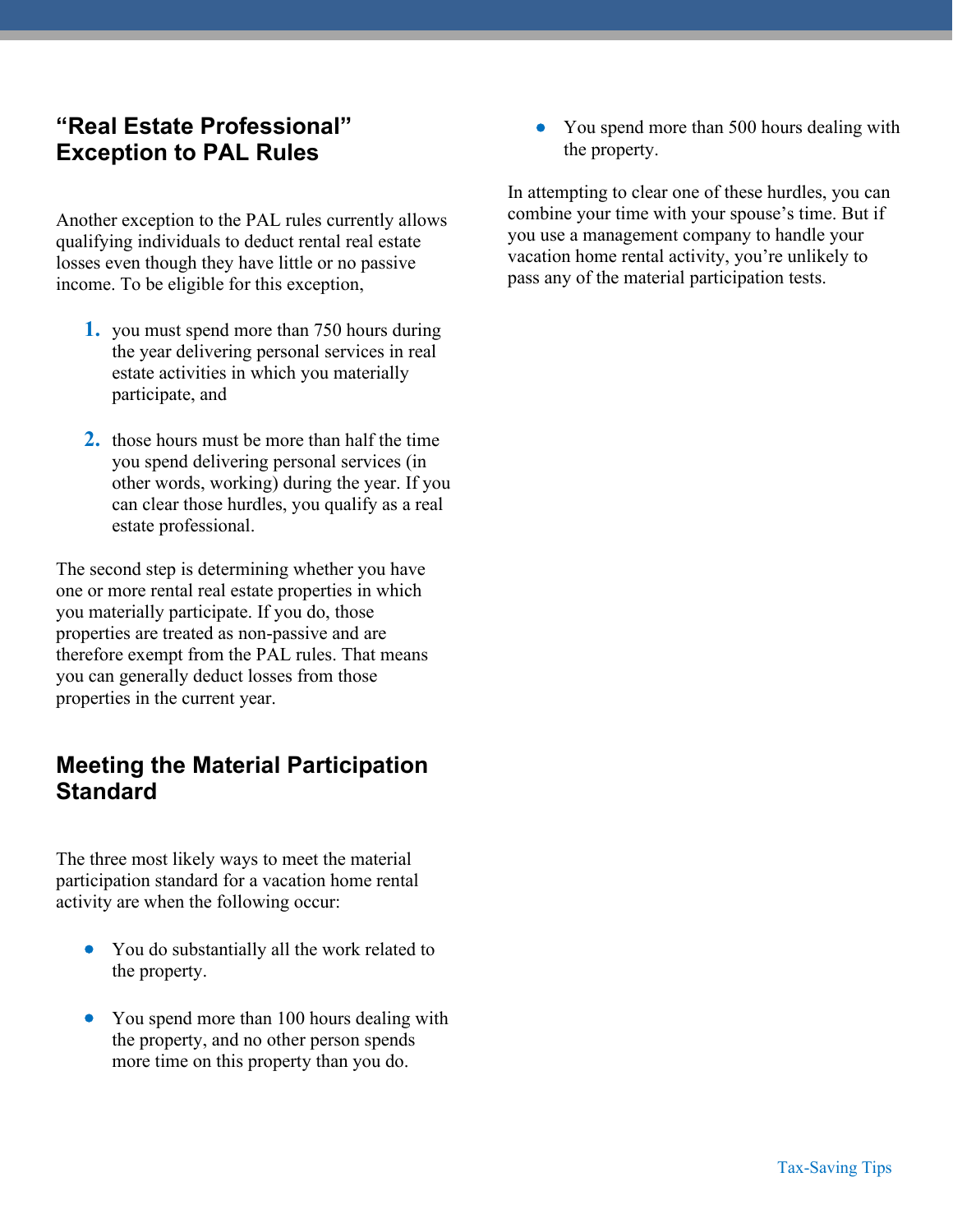## "Real Estate Professional" Exception to PAL Rules

Another exception to the PAL rules currently allows qualifying individuals to deduct rental real estate losses even though they have little or no passive income. To be eligible for this exception,

1. you must spend more than 750 hours during the year delivering personal services in real estate activities in which you materially participate, and
2. those hours must be more than half the time you spend delivering personal services (in other words, working) during the year. If you can clear those hurdles, you qualify as a real estate professional.

The second step is determining whether you have one or more rental real estate properties in which you materially participate. If you do, those properties are treated as non-passive and are therefore exempt from the PAL rules. That means you can generally deduct losses from those properties in the current year.

## Meeting the Material Participation Standard

The three most likely ways to meet the material participation standard for a vacation home rental activity are when the following occur:

- You do substantially all the work related to the property.
- You spend more than 100 hours dealing with the property, and no other person spends more time on this property than you do.
- You spend more than 500 hours dealing with the property.

In attempting to clear one of these hurdles, you can combine your time with your spouse's time. But if you use a management company to handle your vacation home rental activity, you're unlikely to pass any of the material participation tests.